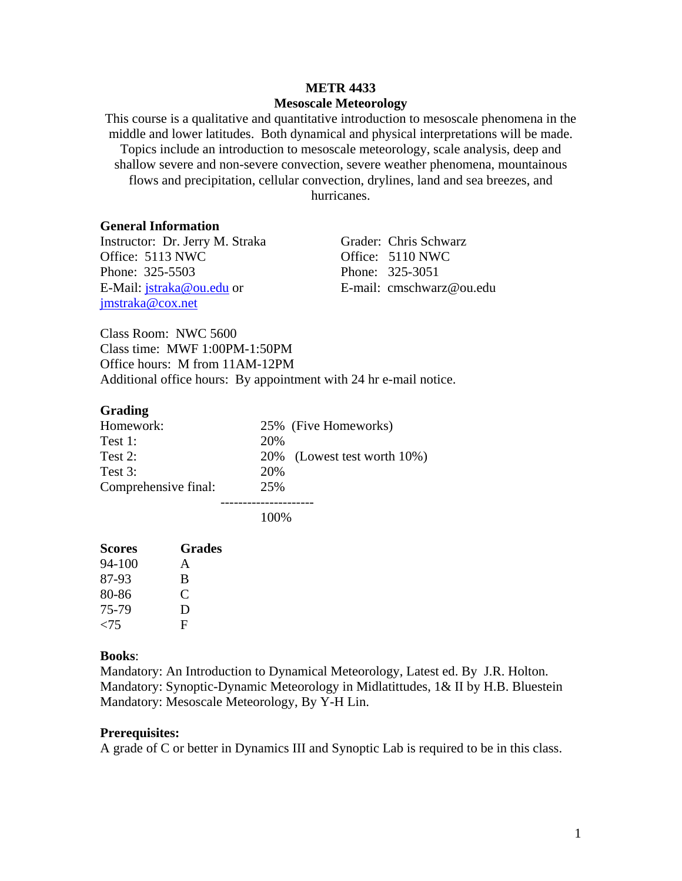# METR 4433
## Mesoscale Meteorology

This course is a qualitative and quantitative introduction to mesoscale phenomena in the middle and lower latitudes. Both dynamical and physical interpretations will be made. Topics include an introduction to mesoscale meteorology, scale analysis, deep and shallow severe and non-severe convection, severe weather phenomena, mountainous flows and precipitation, cellular convection, drylines, land and sea breezes, and hurricanes.

### General Information

Instructor: Dr. Jerry M. Straka
Office: 5113 NWC
Phone: 325-5503
E-Mail: jstraka@ou.edu or jmstraka@cox.net

Grader: Chris Schwarz
Office: 5110 NWC
Phone: 325-3051
E-mail: cmschwarz@ou.edu

Class Room: NWC 5600
Class time: MWF 1:00PM-1:50PM
Office hours: M from 11AM-12PM
Additional office hours: By appointment with 24 hr e-mail notice.

### Grading

| | |
|---|---|
| Homework: | 25% (Five Homeworks) |
| Test 1: | 20% |
| Test 2: | 20% (Lowest test worth 10%) |
| Test 3: | 20% |
| Comprehensive final: | 25% |
| | 100% |

| Scores | Grades |
|---|---|
| 94-100 | A |
| 87-93 | B |
| 80-86 | C |
| 75-79 | D |
| <75 | F |

### Books:

Mandatory: An Introduction to Dynamical Meteorology, Latest ed. By J.R. Holton.
Mandatory: Synoptic-Dynamic Meteorology in Midlatittudes, 1& II by H.B. Bluestein
Mandatory: Mesoscale Meteorology, By Y-H Lin.

### Prerequisites:

A grade of C or better in Dynamics III and Synoptic Lab is required to be in this class.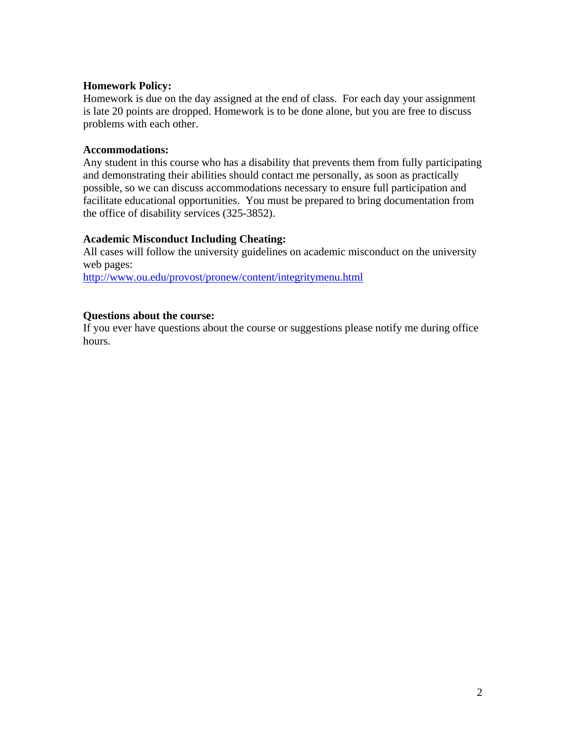**Homework Policy:**
Homework is due on the day assigned at the end of class. For each day your assignment is late 20 points are dropped. Homework is to be done alone, but you are free to discuss problems with each other.

**Accommodations:**
Any student in this course who has a disability that prevents them from fully participating and demonstrating their abilities should contact me personally, as soon as practically possible, so we can discuss accommodations necessary to ensure full participation and facilitate educational opportunities. You must be prepared to bring documentation from the office of disability services (325-3852).

**Academic Misconduct Including Cheating:**
All cases will follow the university guidelines on academic misconduct on the university web pages:
http://www.ou.edu/provost/pronew/content/integritymenu.html

**Questions about the course:**
If you ever have questions about the course or suggestions please notify me during office hours.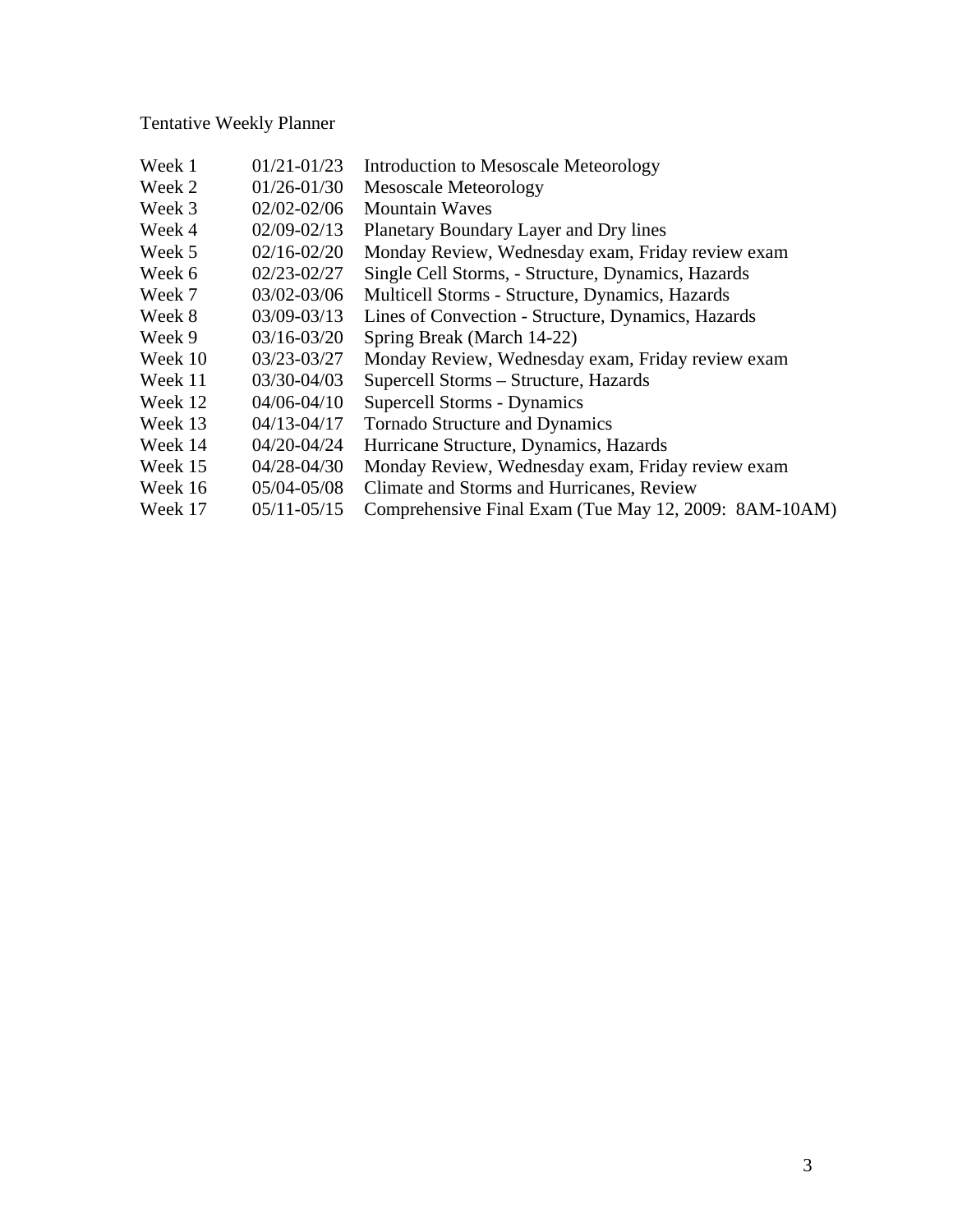Tentative Weekly Planner

| | | |
|---|---|---|
| Week 1 | 01/21-01/23 | Introduction to Mesoscale Meteorology |
| Week 2 | 01/26-01/30 | Mesoscale Meteorology |
| Week 3 | 02/02-02/06 | Mountain Waves |
| Week 4 | 02/09-02/13 | Planetary Boundary Layer and Dry lines |
| Week 5 | 02/16-02/20 | Monday Review, Wednesday exam, Friday review exam |
| Week 6 | 02/23-02/27 | Single Cell Storms, - Structure, Dynamics, Hazards |
| Week 7 | 03/02-03/06 | Multicell Storms - Structure, Dynamics, Hazards |
| Week 8 | 03/09-03/13 | Lines of Convection - Structure, Dynamics, Hazards |
| Week 9 | 03/16-03/20 | Spring Break (March 14-22) |
| Week 10 | 03/23-03/27 | Monday Review, Wednesday exam, Friday review exam |
| Week 11 | 03/30-04/03 | Supercell Storms – Structure, Hazards |
| Week 12 | 04/06-04/10 | Supercell Storms - Dynamics |
| Week 13 | 04/13-04/17 | Tornado Structure and Dynamics |
| Week 14 | 04/20-04/24 | Hurricane Structure, Dynamics, Hazards |
| Week 15 | 04/28-04/30 | Monday Review, Wednesday exam, Friday review exam |
| Week 16 | 05/04-05/08 | Climate and Storms and Hurricanes, Review |
| Week 17 | 05/11-05/15 | Comprehensive Final Exam (Tue May 12, 2009: 8AM-10AM) |